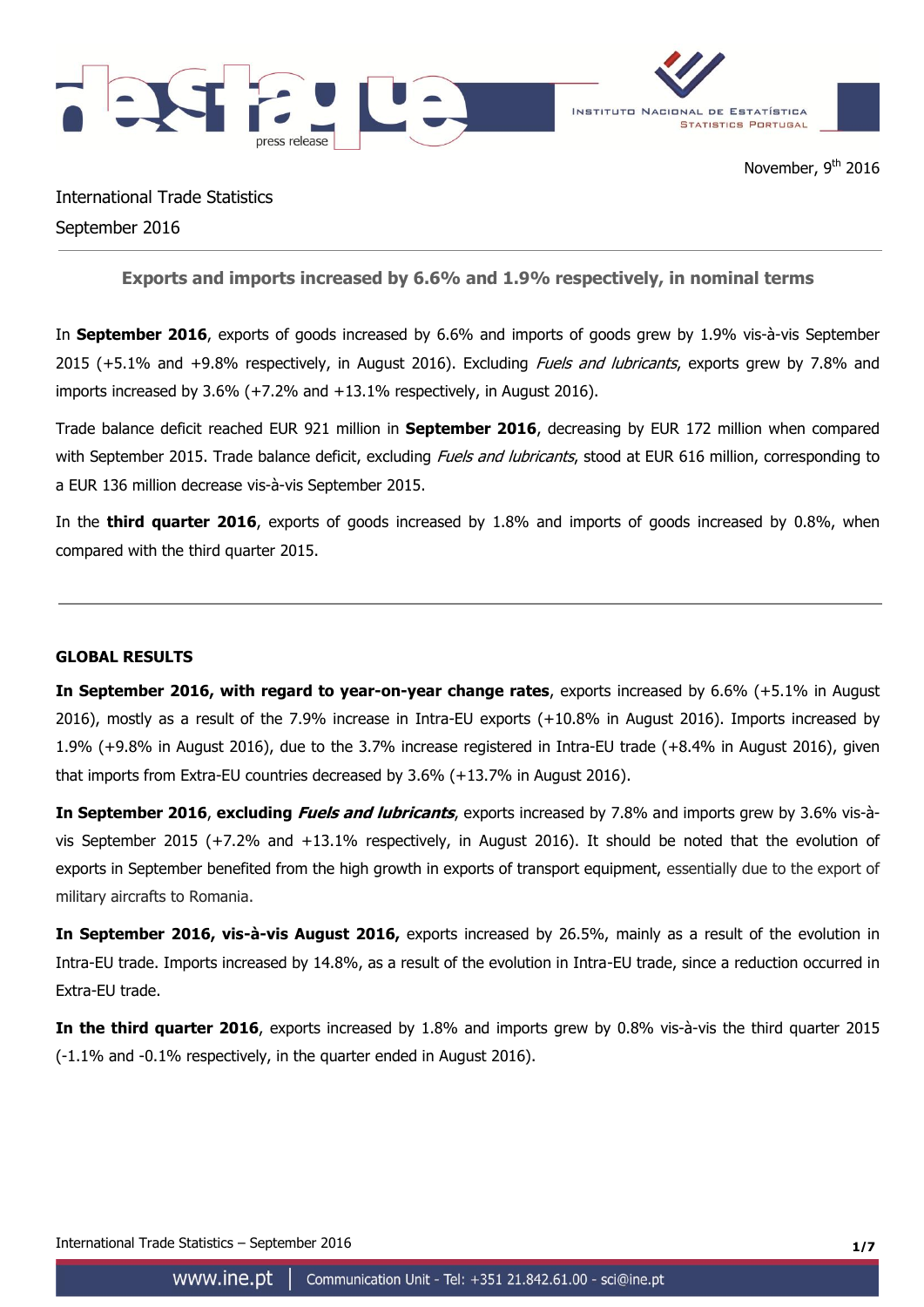November, 9th 2016

International Trade Statistics
September 2016

## Exports and imports increased by 6.6% and 1.9% respectively, in nominal terms

In **September 2016**, exports of goods increased by 6.6% and imports of goods grew by 1.9% vis-à-vis September 2015 (+5.1% and +9.8% respectively, in August 2016). Excluding *Fuels and lubricants*, exports grew by 7.8% and imports increased by 3.6% (+7.2% and +13.1% respectively, in August 2016).

Trade balance deficit reached EUR 921 million in **September 2016**, decreasing by EUR 172 million when compared with September 2015. Trade balance deficit, excluding *Fuels and lubricants*, stood at EUR 616 million, corresponding to a EUR 136 million decrease vis-à-vis September 2015.

In the **third quarter 2016**, exports of goods increased by 1.8% and imports of goods increased by 0.8%, when compared with the third quarter 2015.

---

### GLOBAL RESULTS

**In September 2016, with regard to year-on-year change rates**, exports increased by 6.6% (+5.1% in August 2016), mostly as a result of the 7.9% increase in Intra-EU exports (+10.8% in August 2016). Imports increased by 1.9% (+9.8% in August 2016), due to the 3.7% increase registered in Intra-EU trade (+8.4% in August 2016), given that imports from Extra-EU countries decreased by 3.6% (+13.7% in August 2016).

**In September 2016**, **excluding *Fuels and lubricants***, exports increased by 7.8% and imports grew by 3.6% vis-à-vis September 2015 (+7.2% and +13.1% respectively, in August 2016). It should be noted that the evolution of exports in September benefited from the high growth in exports of transport equipment, essentially due to the export of military aircrafts to Romania.

**In September 2016, vis-à-vis August 2016,** exports increased by 26.5%, mainly as a result of the evolution in Intra-EU trade. Imports increased by 14.8%, as a result of the evolution in Intra-EU trade, since a reduction occurred in Extra-EU trade.

**In the third quarter 2016**, exports increased by 1.8% and imports grew by 0.8% vis-à-vis the third quarter 2015 (-1.1% and -0.1% respectively, in the quarter ended in August 2016).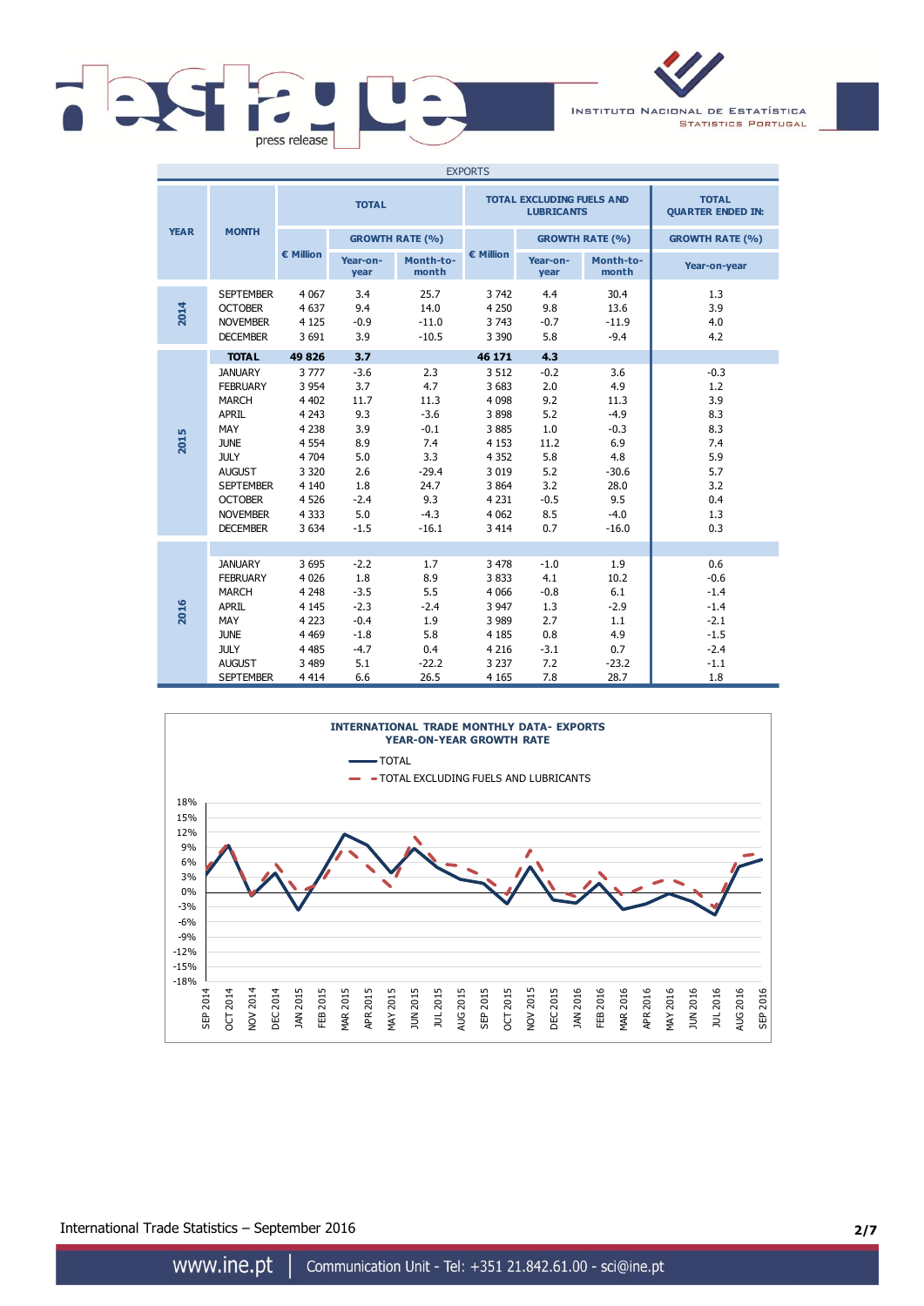| EXPORTS | | | | | | | | | |
|---|---|---|---|---|---|---|---|---|---|
| YEAR | MONTH | TOTAL | | | TOTAL EXCLUDING FUELS AND LUBRICANTS | | | TOTAL QUARTER ENDED IN: |
| | | € Million | GROWTH RATE (%) | | € Million | GROWTH RATE (%) | | GROWTH RATE (%) |
| | | | Year-on-year | Month-to-month | | Year-on-year | Month-to-month | Year-on-year |
| 2014 | SEPTEMBER | 4 067 | 3.4 | 25.7 | 3 742 | 4.4 | 30.4 | 1.3 |
| | OCTOBER | 4 637 | 9.4 | 14.0 | 4 250 | 9.8 | 13.6 | 3.9 |
| | NOVEMBER | 4 125 | -0.9 | -11.0 | 3 743 | -0.7 | -11.9 | 4.0 |
| | DECEMBER | 3 691 | 3.9 | -10.5 | 3 390 | 5.8 | -9.4 | 4.2 |
| 2015 | **TOTAL** | **49 826** | **3.7** | | **46 171** | **4.3** | | |
| | JANUARY | 3 777 | -3.6 | 2.3 | 3 512 | -0.2 | 3.6 | -0.3 |
| | FEBRUARY | 3 954 | 3.7 | 4.7 | 3 683 | 2.0 | 4.9 | 1.2 |
| | MARCH | 4 402 | 11.7 | 11.3 | 4 098 | 9.2 | 11.3 | 3.9 |
| | APRIL | 4 243 | 9.3 | -3.6 | 3 898 | 5.2 | -4.9 | 8.3 |
| | MAY | 4 238 | 3.9 | -0.1 | 3 885 | 1.0 | -0.3 | 8.3 |
| | JUNE | 4 554 | 8.9 | 7.4 | 4 153 | 11.2 | 6.9 | 7.4 |
| | JULY | 4 704 | 5.0 | 3.3 | 4 352 | 5.8 | 4.8 | 5.9 |
| | AUGUST | 3 320 | 2.6 | -29.4 | 3 019 | 5.2 | -30.6 | 5.7 |
| | SEPTEMBER | 4 140 | 1.8 | 24.7 | 3 864 | 3.2 | 28.0 | 3.2 |
| | OCTOBER | 4 526 | -2.4 | 9.3 | 4 231 | -0.5 | 9.5 | 0.4 |
| | NOVEMBER | 4 333 | 5.0 | -4.3 | 4 062 | 8.5 | -4.0 | 1.3 |
| | DECEMBER | 3 634 | -1.5 | -16.1 | 3 414 | 0.7 | -16.0 | 0.3 |
| 2016 | JANUARY | 3 695 | -2.2 | 1.7 | 3 478 | -1.0 | 1.9 | 0.6 |
| | FEBRUARY | 4 026 | 1.8 | 8.9 | 3 833 | 4.1 | 10.2 | -0.6 |
| | MARCH | 4 248 | -3.5 | 5.5 | 4 066 | -0.8 | 6.1 | -1.4 |
| | APRIL | 4 145 | -2.3 | -2.4 | 3 947 | 1.3 | -2.9 | -1.4 |
| | MAY | 4 223 | -0.4 | 1.9 | 3 989 | 2.7 | 1.1 | -2.1 |
| | JUNE | 4 469 | -1.8 | 5.8 | 4 185 | 0.8 | 4.9 | -1.5 |
| | JULY | 4 485 | -4.7 | 0.4 | 4 216 | -3.1 | 0.7 | -2.4 |
| | AUGUST | 3 489 | 5.1 | -22.2 | 3 237 | 7.2 | -23.2 | -1.1 |
| | SEPTEMBER | 4 414 | 6.6 | 26.5 | 4 165 | 7.8 | 28.7 | 1.8 |

**INTERNATIONAL TRADE MONTHLY DATA- EXPORTS**
**YEAR-ON-YEAR GROWTH RATE**

International Trade Statistics – September 2016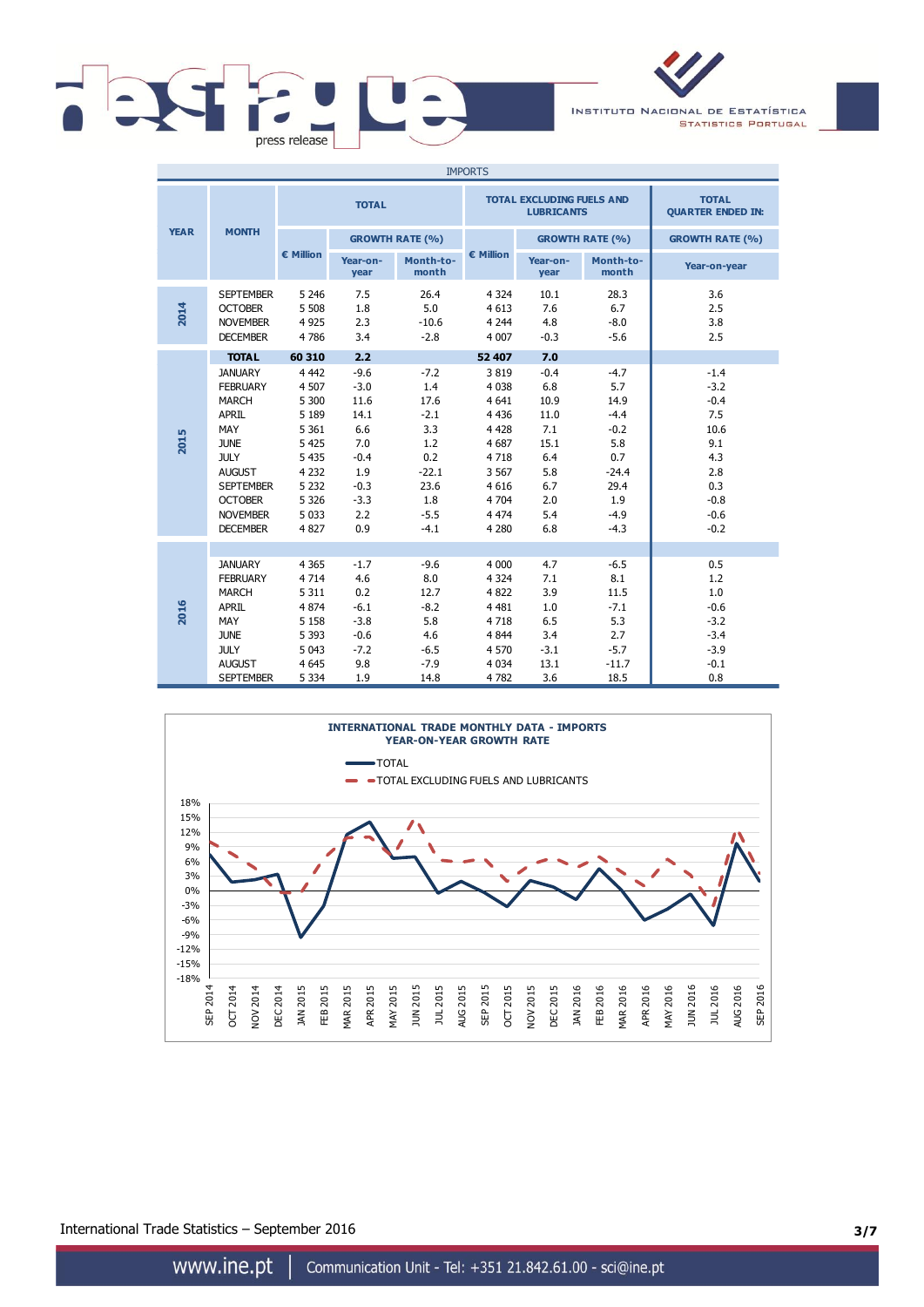| IMPORTS | | | | | | | | | |
|---|---|---|---|---|---|---|---|---|---|
| YEAR | MONTH | TOTAL | | | TOTAL EXCLUDING FUELS AND LUBRICANTS | | | TOTAL QUARTER ENDED IN: |
| | | € Million | GROWTH RATE (%) | | € Million | GROWTH RATE (%) | | GROWTH RATE (%) |
| | | | Year-on-year | Month-to-month | | Year-on-year | Month-to-month | Year-on-year |
| 2014 | SEPTEMBER | 5 246 | 7.5 | 26.4 | 4 324 | 10.1 | 28.3 | 3.6 |
| | OCTOBER | 5 508 | 1.8 | 5.0 | 4 613 | 7.6 | 6.7 | 2.5 |
| | NOVEMBER | 4 925 | 2.3 | -10.6 | 4 244 | 4.8 | -8.0 | 3.8 |
| | DECEMBER | 4 786 | 3.4 | -2.8 | 4 007 | -0.3 | -5.6 | 2.5 |
| | **TOTAL** | **60 310** | **2.2** | | **52 407** | **7.0** | | |
| 2015 | JANUARY | 4 442 | -9.6 | -7.2 | 3 819 | -0.4 | -4.7 | -1.4 |
| | FEBRUARY | 4 507 | -3.0 | 1.4 | 4 038 | 6.8 | 5.7 | -3.2 |
| | MARCH | 5 300 | 11.6 | 17.6 | 4 641 | 10.9 | 14.9 | -0.4 |
| | APRIL | 5 189 | 14.1 | -2.1 | 4 436 | 11.0 | -4.4 | 7.5 |
| | MAY | 5 361 | 6.6 | 3.3 | 4 428 | 7.1 | -0.2 | 10.6 |
| | JUNE | 5 425 | 7.0 | 1.2 | 4 687 | 15.1 | 5.8 | 9.1 |
| | JULY | 5 435 | -0.4 | 0.2 | 4 718 | 6.4 | 0.7 | 4.3 |
| | AUGUST | 4 232 | 1.9 | -22.1 | 3 567 | 5.8 | -24.4 | 2.8 |
| | SEPTEMBER | 5 232 | -0.3 | 23.6 | 4 616 | 6.7 | 29.4 | 0.3 |
| | OCTOBER | 5 326 | -3.3 | 1.8 | 4 704 | 2.0 | 1.9 | -0.8 |
| | NOVEMBER | 5 033 | 2.2 | -5.5 | 4 474 | 5.4 | -4.9 | -0.6 |
| | DECEMBER | 4 827 | 0.9 | -4.1 | 4 280 | 6.8 | -4.3 | -0.2 |
| 2016 | JANUARY | 4 365 | -1.7 | -9.6 | 4 000 | 4.7 | -6.5 | 0.5 |
| | FEBRUARY | 4 714 | 4.6 | 8.0 | 4 324 | 7.1 | 8.1 | 1.2 |
| | MARCH | 5 311 | 0.2 | 12.7 | 4 822 | 3.9 | 11.5 | 1.0 |
| | APRIL | 4 874 | -6.1 | -8.2 | 4 481 | 1.0 | -7.1 | -0.6 |
| | MAY | 5 158 | -3.8 | 5.8 | 4 718 | 6.5 | 5.3 | -3.2 |
| | JUNE | 5 393 | -0.6 | 4.6 | 4 844 | 3.4 | 2.7 | -3.4 |
| | JULY | 5 043 | -7.2 | -6.5 | 4 570 | -3.1 | -5.7 | -3.9 |
| | AUGUST | 4 645 | 9.8 | -7.9 | 4 034 | 13.1 | -11.7 | -0.1 |
| | SEPTEMBER | 5 334 | 1.9 | 14.8 | 4 782 | 3.6 | 18.5 | 0.8 |

**INTERNATIONAL TRADE MONTHLY DATA - IMPORTS**
**YEAR-ON-YEAR GROWTH RATE**

International Trade Statistics – September 2016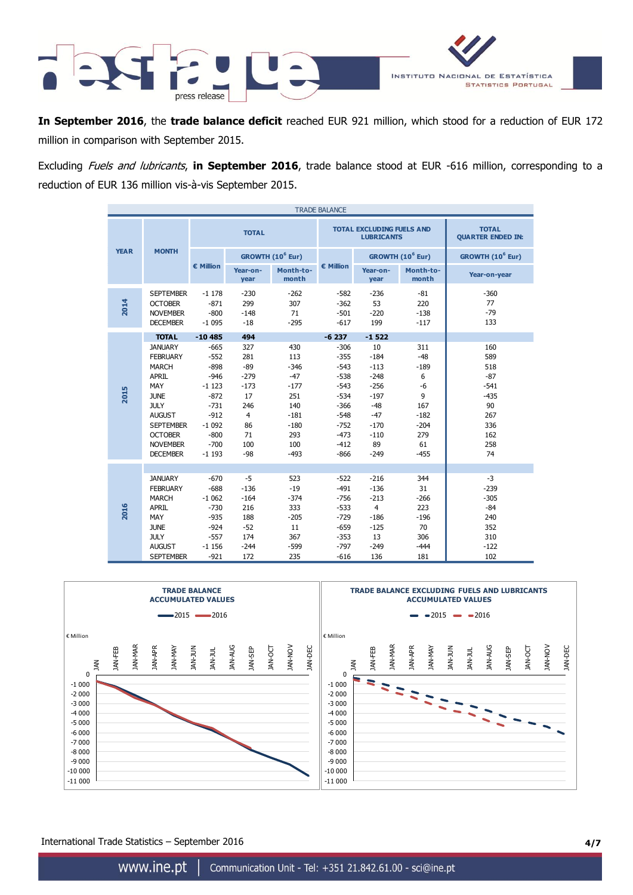**In September 2016**, the **trade balance deficit** reached EUR 921 million, which stood for a reduction of EUR 172 million in comparison with September 2015.

Excluding *Fuels and lubricants*, **in September 2016**, trade balance stood at EUR -616 million, corresponding to a reduction of EUR 136 million vis-à-vis September 2015.

TRADE BALANCE

| YEAR | MONTH | TOTAL | | | TOTAL EXCLUDING FUELS AND LUBRICANTS | | | TOTAL QUARTER ENDED IN: |
|---|---|---|---|---|---|---|---|---|
| | | € Million | GROWTH ($10^6$ Eur) | | € Million | GROWTH ($10^6$ Eur) | | GROWTH ($10^6$ Eur) |
| | | | Year-on-year | Month-to-month | | Year-on-year | Month-to-month | Year-on-year |
| 2014 | SEPTEMBER | -1 178 | -230 | -262 | -582 | -236 | -81 | -360 |
| | OCTOBER | -871 | 299 | 307 | -362 | 53 | 220 | 77 |
| | NOVEMBER | -800 | -148 | 71 | -501 | -220 | -138 | -79 |
| | DECEMBER | -1 095 | -18 | -295 | -617 | 199 | -117 | 133 |
| | **TOTAL** | **-10 485** | **494** | | **-6 237** | **-1 522** | | |
| 2015 | JANUARY | -665 | 327 | 430 | -306 | 10 | 311 | 160 |
| | FEBRUARY | -552 | 281 | 113 | -355 | -184 | -48 | 589 |
| | MARCH | -898 | -89 | -346 | -543 | -113 | -189 | 518 |
| | APRIL | -946 | -279 | -47 | -538 | -248 | 6 | -87 |
| | MAY | -1 123 | -173 | -177 | -543 | -256 | -6 | -541 |
| | JUNE | -872 | 17 | 251 | -534 | -197 | 9 | -435 |
| | JULY | -731 | 246 | 140 | -366 | -48 | 167 | 90 |
| | AUGUST | -912 | 4 | -181 | -548 | -47 | -182 | 267 |
| | SEPTEMBER | -1 092 | 86 | -180 | -752 | -170 | -204 | 336 |
| | OCTOBER | -800 | 71 | 293 | -473 | -110 | 279 | 162 |
| | NOVEMBER | -700 | 100 | 100 | -412 | 89 | 61 | 258 |
| | DECEMBER | -1 193 | -98 | -493 | -866 | -249 | -455 | 74 |
| 2016 | JANUARY | -670 | -5 | 523 | -522 | -216 | 344 | -3 |
| | FEBRUARY | -688 | -136 | -19 | -491 | -136 | 31 | -239 |
| | MARCH | -1 062 | -164 | -374 | -756 | -213 | -266 | -305 |
| | APRIL | -730 | 216 | 333 | -533 | 4 | 223 | -84 |
| | MAY | -935 | 188 | -205 | -729 | -186 | -196 | 240 |
| | JUNE | -924 | -52 | 11 | -659 | -125 | 70 | 352 |
| | JULY | -557 | 174 | 367 | -353 | 13 | 306 | 310 |
| | AUGUST | -1 156 | -244 | -599 | -797 | -249 | -444 | -122 |
| | SEPTEMBER | -921 | 172 | 235 | -616 | 136 | 181 | 102 |

**TRADE BALANCE ACCUMULATED VALUES**

**TRADE BALANCE EXCLUDING FUELS AND LUBRICANTS ACCUMULATED VALUES**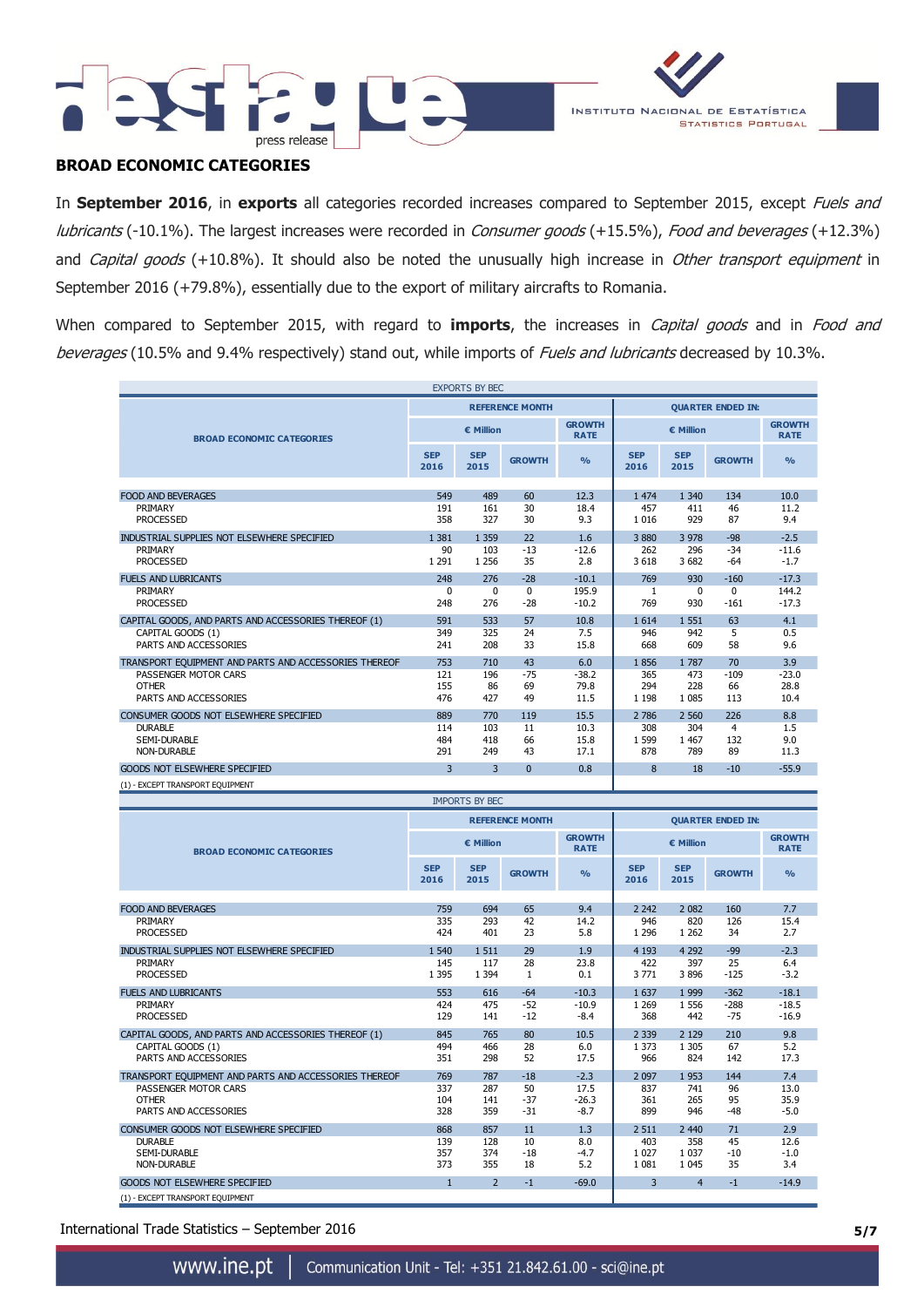## BROAD ECONOMIC CATEGORIES

In **September 2016**, in **exports** all categories recorded increases compared to September 2015, except *Fuels and lubricants* (-10.1%). The largest increases were recorded in *Consumer goods* (+15.5%), *Food and beverages* (+12.3%) and *Capital goods* (+10.8%). It should also be noted the unusually high increase in *Other transport equipment* in September 2016 (+79.8%), essentially due to the export of military aircrafts to Romania.

When compared to September 2015, with regard to **imports**, the increases in *Capital goods* and in *Food and beverages* (10.5% and 9.4% respectively) stand out, while imports of *Fuels and lubricants* decreased by 10.3%.

EXPORTS BY BEC

| BROAD ECONOMIC CATEGORIES | REFERENCE MONTH | | | | QUARTER ENDED IN: | | | |
|---|---|---|---|---|---|---|---|---|
| | € Million | | | GROWTH RATE | € Million | | | GROWTH RATE |
| | SEP 2016 | SEP 2015 | GROWTH | % | SEP 2016 | SEP 2015 | GROWTH | % |
| FOOD AND BEVERAGES | 549 | 489 | 60 | 12.3 | 1 474 | 1 340 | 134 | 10.0 |
| PRIMARY | 191 | 161 | 30 | 18.4 | 457 | 411 | 46 | 11.2 |
| PROCESSED | 358 | 327 | 30 | 9.3 | 1 016 | 929 | 87 | 9.4 |
| INDUSTRIAL SUPPLIES NOT ELSEWHERE SPECIFIED | 1 381 | 1 359 | 22 | 1.6 | 3 880 | 3 978 | -98 | -2.5 |
| PRIMARY | 90 | 103 | -13 | -12.6 | 262 | 296 | -34 | -11.6 |
| PROCESSED | 1 291 | 1 256 | 35 | 2.8 | 3 618 | 3 682 | -64 | -1.7 |
| FUELS AND LUBRICANTS | 248 | 276 | -28 | -10.1 | 769 | 930 | -160 | -17.3 |
| PRIMARY | 0 | 0 | 0 | 195.9 | 1 | 0 | 0 | 144.2 |
| PROCESSED | 248 | 276 | -28 | -10.2 | 769 | 930 | -161 | -17.3 |
| CAPITAL GOODS, AND PARTS AND ACCESSORIES THEREOF (1) | 591 | 533 | 57 | 10.8 | 1 614 | 1 551 | 63 | 4.1 |
| CAPITAL GOODS (1) | 349 | 325 | 24 | 7.5 | 946 | 942 | 5 | 0.5 |
| PARTS AND ACCESSORIES | 241 | 208 | 33 | 15.8 | 668 | 609 | 58 | 9.6 |
| TRANSPORT EQUIPMENT AND PARTS AND ACCESSORIES THEREOF | 753 | 710 | 43 | 6.0 | 1 856 | 1 787 | 70 | 3.9 |
| PASSENGER MOTOR CARS | 121 | 196 | -75 | -38.2 | 365 | 473 | -109 | -23.0 |
| OTHER | 155 | 86 | 69 | 79.8 | 294 | 228 | 66 | 28.8 |
| PARTS AND ACCESSORIES | 476 | 427 | 49 | 11.5 | 1 198 | 1 085 | 113 | 10.4 |
| CONSUMER GOODS NOT ELSEWHERE SPECIFIED | 889 | 770 | 119 | 15.5 | 2 786 | 2 560 | 226 | 8.8 |
| DURABLE | 114 | 103 | 11 | 10.3 | 308 | 304 | 4 | 1.5 |
| SEMI-DURABLE | 484 | 418 | 66 | 15.8 | 1 599 | 1 467 | 132 | 9.0 |
| NON-DURABLE | 291 | 249 | 43 | 17.1 | 878 | 789 | 89 | 11.3 |
| GOODS NOT ELSEWHERE SPECIFIED | 3 | 3 | 0 | 0.8 | 8 | 18 | -10 | -55.9 |

(1) - EXCEPT TRANSPORT EQUIPMENT

IMPORTS BY BEC

| BROAD ECONOMIC CATEGORIES | REFERENCE MONTH | | | | QUARTER ENDED IN: | | | |
|---|---|---|---|---|---|---|---|---|
| | € Million | | | GROWTH RATE | € Million | | | GROWTH RATE |
| | SEP 2016 | SEP 2015 | GROWTH | % | SEP 2016 | SEP 2015 | GROWTH | % |
| FOOD AND BEVERAGES | 759 | 694 | 65 | 9.4 | 2 242 | 2 082 | 160 | 7.7 |
| PRIMARY | 335 | 293 | 42 | 14.2 | 946 | 820 | 126 | 15.4 |
| PROCESSED | 424 | 401 | 23 | 5.8 | 1 296 | 1 262 | 34 | 2.7 |
| INDUSTRIAL SUPPLIES NOT ELSEWHERE SPECIFIED | 1 540 | 1 511 | 29 | 1.9 | 4 193 | 4 292 | -99 | -2.3 |
| PRIMARY | 145 | 117 | 28 | 23.8 | 422 | 397 | 25 | 6.4 |
| PROCESSED | 1 395 | 1 394 | 1 | 0.1 | 3 771 | 3 896 | -125 | -3.2 |
| FUELS AND LUBRICANTS | 553 | 616 | -64 | -10.3 | 1 637 | 1 999 | -362 | -18.1 |
| PRIMARY | 424 | 475 | -52 | -10.9 | 1 269 | 1 556 | -288 | -18.5 |
| PROCESSED | 129 | 141 | -12 | -8.4 | 368 | 442 | -75 | -16.9 |
| CAPITAL GOODS, AND PARTS AND ACCESSORIES THEREOF (1) | 845 | 765 | 80 | 10.5 | 2 339 | 2 129 | 210 | 9.8 |
| CAPITAL GOODS (1) | 494 | 466 | 28 | 6.0 | 1 373 | 1 305 | 67 | 5.2 |
| PARTS AND ACCESSORIES | 351 | 298 | 52 | 17.5 | 966 | 824 | 142 | 17.3 |
| TRANSPORT EQUIPMENT AND PARTS AND ACCESSORIES THEREOF | 769 | 787 | -18 | -2.3 | 2 097 | 1 953 | 144 | 7.4 |
| PASSENGER MOTOR CARS | 337 | 287 | 50 | 17.5 | 837 | 741 | 96 | 13.0 |
| OTHER | 104 | 141 | -37 | -26.3 | 361 | 265 | 95 | 35.9 |
| PARTS AND ACCESSORIES | 328 | 359 | -31 | -8.7 | 899 | 946 | -48 | -5.0 |
| CONSUMER GOODS NOT ELSEWHERE SPECIFIED | 868 | 857 | 11 | 1.3 | 2 511 | 2 440 | 71 | 2.9 |
| DURABLE | 139 | 128 | 10 | 8.0 | 403 | 358 | 45 | 12.6 |
| SEMI-DURABLE | 357 | 374 | -18 | -4.7 | 1 027 | 1 037 | -10 | -1.0 |
| NON-DURABLE | 373 | 355 | 18 | 5.2 | 1 081 | 1 045 | 35 | 3.4 |
| GOODS NOT ELSEWHERE SPECIFIED | 1 | 2 | -1 | -69.0 | 3 | 4 | -1 | -14.9 |

(1) - EXCEPT TRANSPORT EQUIPMENT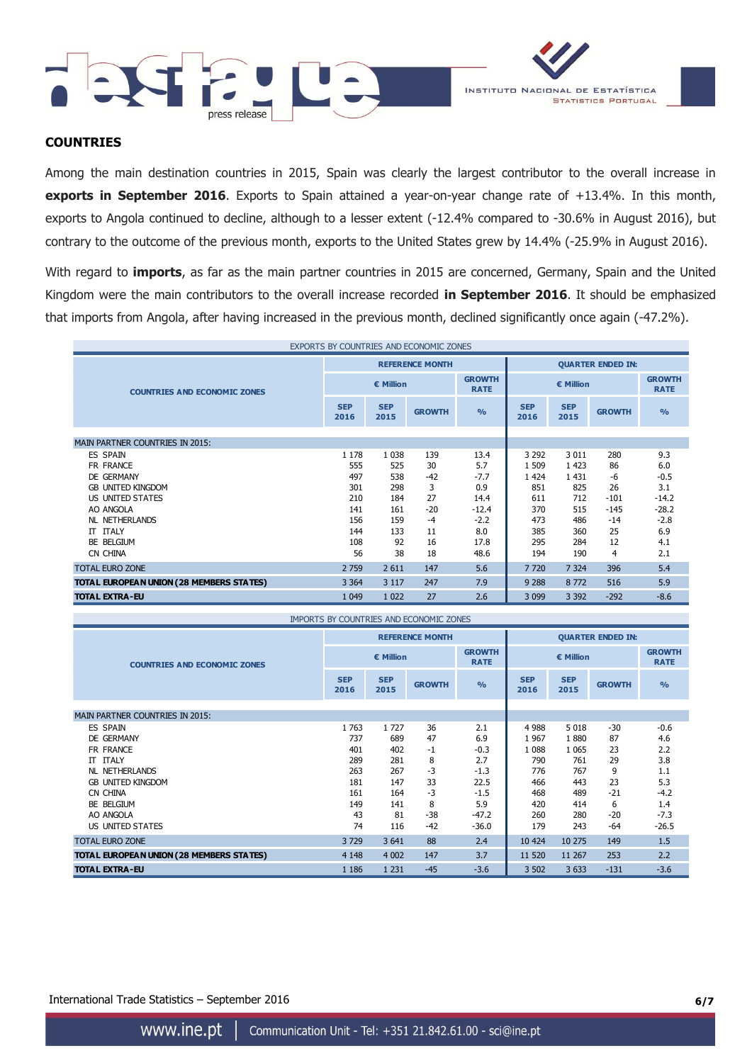## COUNTRIES

Among the main destination countries in 2015, Spain was clearly the largest contributor to the overall increase in **exports in September 2016**. Exports to Spain attained a year-on-year change rate of +13.4%. In this month, exports to Angola continued to decline, although to a lesser extent (-12.4% compared to -30.6% in August 2016), but contrary to the outcome of the previous month, exports to the United States grew by 14.4% (-25.9% in August 2016).

With regard to **imports**, as far as the main partner countries in 2015 are concerned, Germany, Spain and the United Kingdom were the main contributors to the overall increase recorded **in September 2016**. It should be emphasized that imports from Angola, after having increased in the previous month, declined significantly once again (-47.2%).

EXPORTS BY COUNTRIES AND ECONOMIC ZONES

| COUNTRIES AND ECONOMIC ZONES | REFERENCE MONTH | | | | QUARTER ENDED IN: | | | |
|---|---|---|---|---|---|---|---|---|
| | € Million | | | GROWTH RATE | € Million | | | GROWTH RATE |
| | SEP 2016 | SEP 2015 | GROWTH | % | SEP 2016 | SEP 2015 | GROWTH | % |
| MAIN PARTNER COUNTRIES IN 2015: | | | | | | | | |
| ES SPAIN | 1 178 | 1 038 | 139 | 13.4 | 3 292 | 3 011 | 280 | 9.3 |
| FR FRANCE | 555 | 525 | 30 | 5.7 | 1 509 | 1 423 | 86 | 6.0 |
| DE GERMANY | 497 | 538 | -42 | -7.7 | 1 424 | 1 431 | -6 | -0.5 |
| GB UNITED KINGDOM | 301 | 298 | 3 | 0.9 | 851 | 825 | 26 | 3.1 |
| US UNITED STATES | 210 | 184 | 27 | 14.4 | 611 | 712 | -101 | -14.2 |
| AO ANGOLA | 141 | 161 | -20 | -12.4 | 370 | 515 | -145 | -28.2 |
| NL NETHERLANDS | 156 | 159 | -4 | -2.2 | 473 | 486 | -14 | -2.8 |
| IT ITALY | 144 | 133 | 11 | 8.0 | 385 | 360 | 25 | 6.9 |
| BE BELGIUM | 108 | 92 | 16 | 17.8 | 295 | 284 | 12 | 4.1 |
| CN CHINA | 56 | 38 | 18 | 48.6 | 194 | 190 | 4 | 2.1 |
| TOTAL EURO ZONE | 2 759 | 2 611 | 147 | 5.6 | 7 720 | 7 324 | 396 | 5.4 |
| **TOTAL EUROPEAN UNION (28 MEMBERS STATES)** | 3 364 | 3 117 | 247 | 7.9 | 9 288 | 8 772 | 516 | 5.9 |
| **TOTAL EXTRA-EU** | 1 049 | 1 022 | 27 | 2.6 | 3 099 | 3 392 | -292 | -8.6 |

IMPORTS BY COUNTRIES AND ECONOMIC ZONES

| COUNTRIES AND ECONOMIC ZONES | REFERENCE MONTH | | | | QUARTER ENDED IN: | | | |
|---|---|---|---|---|---|---|---|---|
| | € Million | | | GROWTH RATE | € Million | | | GROWTH RATE |
| | SEP 2016 | SEP 2015 | GROWTH | % | SEP 2016 | SEP 2015 | GROWTH | % |
| MAIN PARTNER COUNTRIES IN 2015: | | | | | | | | |
| ES SPAIN | 1 763 | 1 727 | 36 | 2.1 | 4 988 | 5 018 | -30 | -0.6 |
| DE GERMANY | 737 | 689 | 47 | 6.9 | 1 967 | 1 880 | 87 | 4.6 |
| FR FRANCE | 401 | 402 | -1 | -0.3 | 1 088 | 1 065 | 23 | 2.2 |
| IT ITALY | 289 | 281 | 8 | 2.7 | 790 | 761 | 29 | 3.8 |
| NL NETHERLANDS | 263 | 267 | -3 | -1.3 | 776 | 767 | 9 | 1.1 |
| GB UNITED KINGDOM | 181 | 147 | 33 | 22.5 | 466 | 443 | 23 | 5.3 |
| CN CHINA | 161 | 164 | -3 | -1.5 | 468 | 489 | -21 | -4.2 |
| BE BELGIUM | 149 | 141 | 8 | 5.9 | 420 | 414 | 6 | 1.4 |
| AO ANGOLA | 43 | 81 | -38 | -47.2 | 260 | 280 | -20 | -7.3 |
| US UNITED STATES | 74 | 116 | -42 | -36.0 | 179 | 243 | -64 | -26.5 |
| TOTAL EURO ZONE | 3 729 | 3 641 | 88 | 2.4 | 10 424 | 10 275 | 149 | 1.5 |
| **TOTAL EUROPEAN UNION (28 MEMBERS STATES)** | 4 148 | 4 002 | 147 | 3.7 | 11 520 | 11 267 | 253 | 2.2 |
| **TOTAL EXTRA-EU** | 1 186 | 1 231 | -45 | -3.6 | 3 502 | 3 633 | -131 | -3.6 |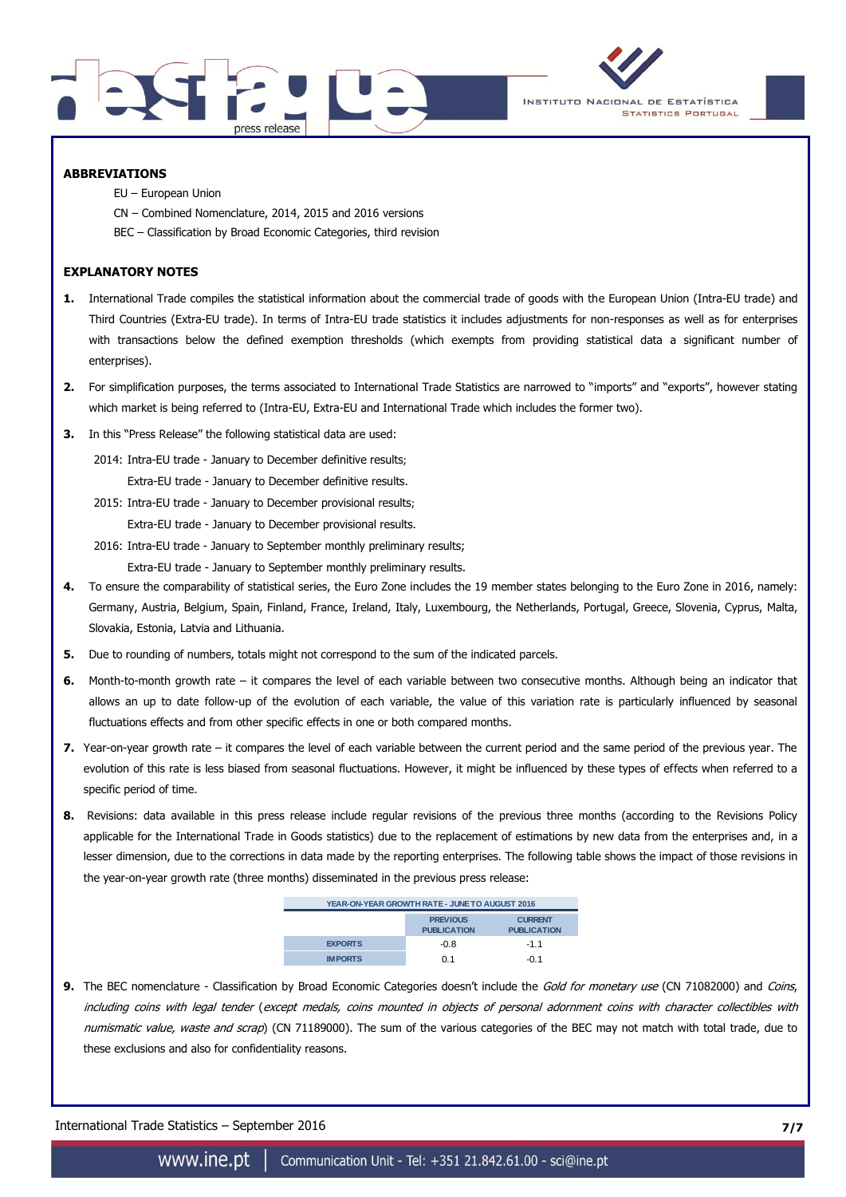## ABBREVIATIONS

EU – European Union

CN – Combined Nomenclature, 2014, 2015 and 2016 versions

BEC – Classification by Broad Economic Categories, third revision

## EXPLANATORY NOTES

1. International Trade compiles the statistical information about the commercial trade of goods with the European Union (Intra-EU trade) and Third Countries (Extra-EU trade). In terms of Intra-EU trade statistics it includes adjustments for non-responses as well as for enterprises with transactions below the defined exemption thresholds (which exempts from providing statistical data a significant number of enterprises).
2. For simplification purposes, the terms associated to International Trade Statistics are narrowed to "imports" and "exports", however stating which market is being referred to (Intra-EU, Extra-EU and International Trade which includes the former two).
3. In this "Press Release" the following statistical data are used:

   2014: Intra-EU trade - January to December definitive results;
   Extra-EU trade - January to December definitive results.

   2015: Intra-EU trade - January to December provisional results;
   Extra-EU trade - January to December provisional results.

   2016: Intra-EU trade - January to September monthly preliminary results;
   Extra-EU trade - January to September monthly preliminary results.
4. To ensure the comparability of statistical series, the Euro Zone includes the 19 member states belonging to the Euro Zone in 2016, namely: Germany, Austria, Belgium, Spain, Finland, France, Ireland, Italy, Luxembourg, the Netherlands, Portugal, Greece, Slovenia, Cyprus, Malta, Slovakia, Estonia, Latvia and Lithuania.
5. Due to rounding of numbers, totals might not correspond to the sum of the indicated parcels.
6. Month-to-month growth rate – it compares the level of each variable between two consecutive months. Although being an indicator that allows an up to date follow-up of the evolution of each variable, the value of this variation rate is particularly influenced by seasonal fluctuations effects and from other specific effects in one or both compared months.
7. Year-on-year growth rate – it compares the level of each variable between the current period and the same period of the previous year. The evolution of this rate is less biased from seasonal fluctuations. However, it might be influenced by these types of effects when referred to a specific period of time.
8. Revisions: data available in this press release include regular revisions of the previous three months (according to the Revisions Policy applicable for the International Trade in Goods statistics) due to the replacement of estimations by new data from the enterprises and, in a lesser dimension, due to the corrections in data made by the reporting enterprises. The following table shows the impact of those revisions in the year-on-year growth rate (three months) disseminated in the previous press release:

| YEAR-ON-YEAR GROWTH RATE - JUNE TO AUGUST 2016 | PREVIOUS PUBLICATION | CURRENT PUBLICATION |
|---|---|---|
| EXPORTS | -0.8 | -1.1 |
| IMPORTS | 0.1 | -0.1 |

9. The BEC nomenclature - Classification by Broad Economic Categories doesn't include the *Gold for monetary use* (CN 71082000) and *Coins, including coins with legal tender* (*except medals, coins mounted in objects of personal adornment coins with character collectibles with numismatic value, waste and scrap*) (CN 71189000). The sum of the various categories of the BEC may not match with total trade, due to these exclusions and also for confidentiality reasons.